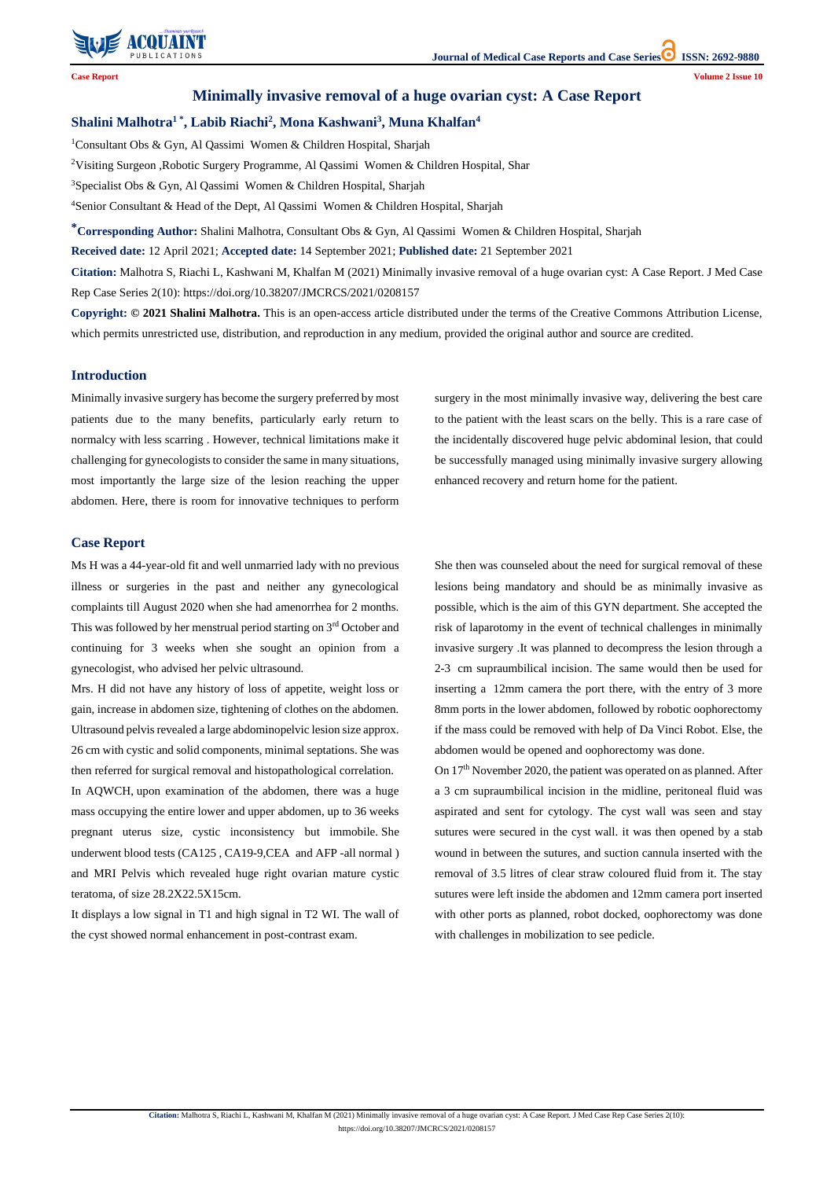Case Report

# Minimally invasive removal of a huge ovarian cyst: A Case Report

**Shalini Malhotra[1 *], Labib Riachi[2], Mona Kashwani[3], Muna Khalfan[4]**

[1]Consultant Obs & Gyn, Al Qassimi Women & Children Hospital, Sharjah

[2]Visiting Surgeon ,Robotic Surgery Programme, Al Qassimi Women & Children Hospital, Shar

[3]Specialist Obs & Gyn, Al Qassimi Women & Children Hospital, Sharjah

[4]Senior Consultant & Head of the Dept, Al Qassimi Women & Children Hospital, Sharjah

**[*]Corresponding Author:** Shalini Malhotra, Consultant Obs & Gyn, Al Qassimi Women & Children Hospital, Sharjah

**Received date:** 12 April 2021; **Accepted date:** 14 September 2021; **Published date:** 21 September 2021

**Citation:** Malhotra S, Riachi L, Kashwani M, Khalfan M (2021) Minimally invasive removal of a huge ovarian cyst: A Case Report. J Med Case Rep Case Series 2(10): https://doi.org/10.38207/JMCRCS/2021/0208157

**Copyright: © 2021 Shalini Malhotra.** This is an open-access article distributed under the terms of the Creative Commons Attribution License, which permits unrestricted use, distribution, and reproduction in any medium, provided the original author and source are credited.

## Introduction

Minimally invasive surgery has become the surgery preferred by most patients due to the many benefits, particularly early return to normalcy with less scarring . However, technical limitations make it challenging for gynecologists to consider the same in many situations, most importantly the large size of the lesion reaching the upper abdomen. Here, there is room for innovative techniques to perform surgery in the most minimally invasive way, delivering the best care to the patient with the least scars on the belly. This is a rare case of the incidentally discovered huge pelvic abdominal lesion, that could be successfully managed using minimally invasive surgery allowing enhanced recovery and return home for the patient.

## Case Report

Ms H was a 44-year-old fit and well unmarried lady with no previous illness or surgeries in the past and neither any gynecological complaints till August 2020 when she had amenorrhea for 2 months. This was followed by her menstrual period starting on 3rd October and continuing for 3 weeks when she sought an opinion from a gynecologist, who advised her pelvic ultrasound.

Mrs. H did not have any history of loss of appetite, weight loss or gain, increase in abdomen size, tightening of clothes on the abdomen. Ultrasound pelvis revealed a large abdominopelvic lesion size approx. 26 cm with cystic and solid components, minimal septations. She was then referred for surgical removal and histopathological correlation.

In AQWCH, upon examination of the abdomen, there was a huge mass occupying the entire lower and upper abdomen, up to 36 weeks pregnant uterus size, cystic inconsistency but immobile. She underwent blood tests (CA125 , CA19-9,CEA and AFP -all normal ) and MRI Pelvis which revealed huge right ovarian mature cystic teratoma, of size 28.2X22.5X15cm.

It displays a low signal in T1 and high signal in T2 WI. The wall of the cyst showed normal enhancement in post-contrast exam.

She then was counseled about the need for surgical removal of these lesions being mandatory and should be as minimally invasive as possible, which is the aim of this GYN department. She accepted the risk of laparotomy in the event of technical challenges in minimally invasive surgery .It was planned to decompress the lesion through a 2-3 cm supraumbilical incision. The same would then be used for inserting a 12mm camera the port there, with the entry of 3 more 8mm ports in the lower abdomen, followed by robotic oophorectomy if the mass could be removed with help of Da Vinci Robot. Else, the abdomen would be opened and oophorectomy was done.

On 17th November 2020, the patient was operated on as planned. After a 3 cm supraumbilical incision in the midline, peritoneal fluid was aspirated and sent for cytology. The cyst wall was seen and stay sutures were secured in the cyst wall. it was then opened by a stab wound in between the sutures, and suction cannula inserted with the removal of 3.5 litres of clear straw coloured fluid from it. The stay sutures were left inside the abdomen and 12mm camera port inserted with other ports as planned, robot docked, oophorectomy was done with challenges in mobilization to see pedicle.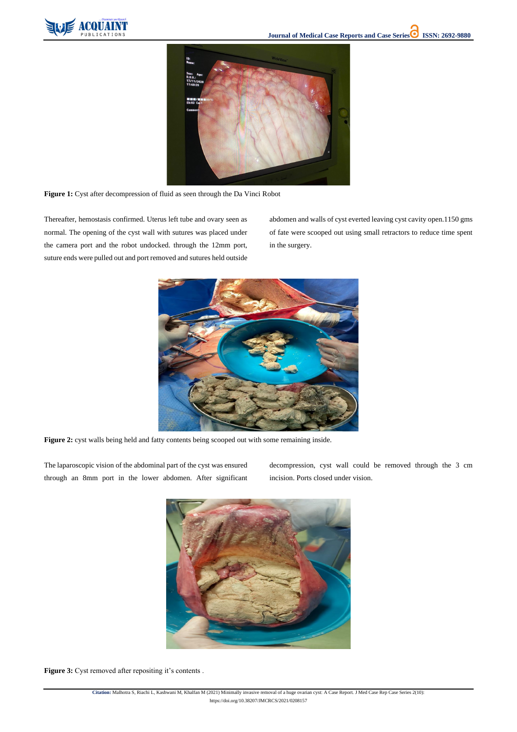**Figure 1:** Cyst after decompression of fluid as seen through the Da Vinci Robot

Thereafter, hemostasis confirmed. Uterus left tube and ovary seen as normal. The opening of the cyst wall with sutures was placed under the camera port and the robot undocked. through the 12mm port, suture ends were pulled out and port removed and sutures held outside abdomen and walls of cyst everted leaving cyst cavity open.1150 gms of fate were scooped out using small retractors to reduce time spent in the surgery.

**Figure 2:** cyst walls being held and fatty contents being scooped out with some remaining inside.

The laparoscopic vision of the abdominal part of the cyst was ensured through an 8mm port in the lower abdomen. After significant decompression, cyst wall could be removed through the 3 cm incision. Ports closed under vision.

**Figure 3:** Cyst removed after repositing it's contents .

**Citation:** Malhotra S, Riachi L, Kashwani M, Khalfan M (2021) Minimally invasive removal of a huge ovarian cyst: A Case Report. J Med Case Rep Case Series 2(10): https://doi.org/10.38207/JMCRCS/2021/0208157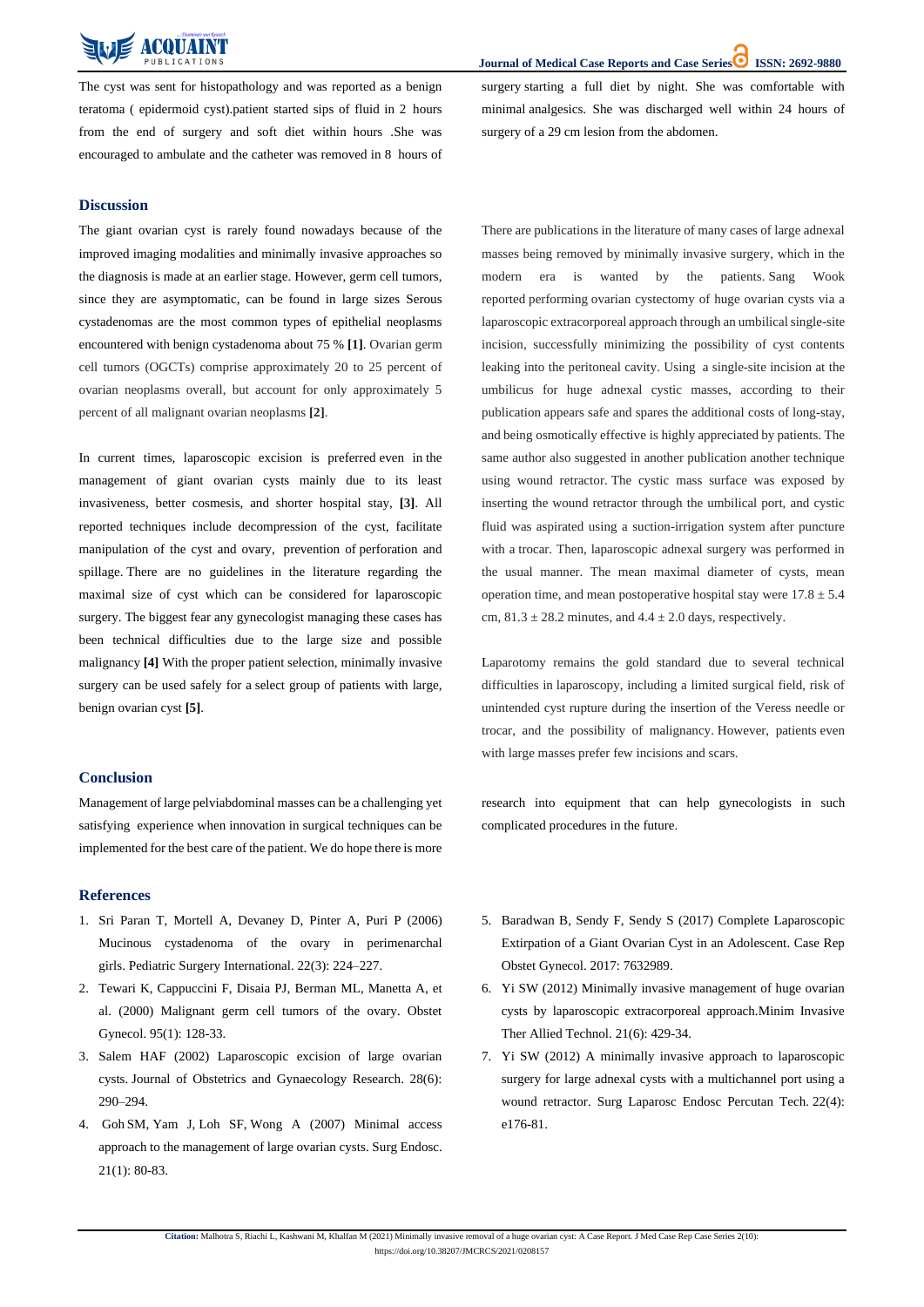The cyst was sent for histopathology and was reported as a benign teratoma ( epidermoid cyst).patient started sips of fluid in 2 hours from the end of surgery and soft diet within hours .She was encouraged to ambulate and the catheter was removed in 8 hours of surgery starting a full diet by night. She was comfortable with minimal analgesics. She was discharged well within 24 hours of surgery of a 29 cm lesion from the abdomen.

## Discussion

The giant ovarian cyst is rarely found nowadays because of the improved imaging modalities and minimally invasive approaches so the diagnosis is made at an earlier stage. However, germ cell tumors, since they are asymptomatic, can be found in large sizes Serous cystadenomas are the most common types of epithelial neoplasms encountered with benign cystadenoma about 75 % **[1]**. Ovarian germ cell tumors (OGCTs) comprise approximately 20 to 25 percent of ovarian neoplasms overall, but account for only approximately 5 percent of all malignant ovarian neoplasms **[2]**.

In current times, laparoscopic excision is preferred even in the management of giant ovarian cysts mainly due to its least invasiveness, better cosmesis, and shorter hospital stay, **[3]**. All reported techniques include decompression of the cyst, facilitate manipulation of the cyst and ovary, prevention of perforation and spillage. There are no guidelines in the literature regarding the maximal size of cyst which can be considered for laparoscopic surgery. The biggest fear any gynecologist managing these cases has been technical difficulties due to the large size and possible malignancy **[4]** With the proper patient selection, minimally invasive surgery can be used safely for a select group of patients with large, benign ovarian cyst **[5]**.

There are publications in the literature of many cases of large adnexal masses being removed by minimally invasive surgery, which in the modern era is wanted by the patients. Sang Wook reported performing ovarian cystectomy of huge ovarian cysts via a laparoscopic extracorporeal approach through an umbilical single-site incision, successfully minimizing the possibility of cyst contents leaking into the peritoneal cavity. Using a single-site incision at the umbilicus for huge adnexal cystic masses, according to their publication appears safe and spares the additional costs of long-stay, and being osmotically effective is highly appreciated by patients. The same author also suggested in another publication another technique using wound retractor. The cystic mass surface was exposed by inserting the wound retractor through the umbilical port, and cystic fluid was aspirated using a suction-irrigation system after puncture with a trocar. Then, laparoscopic adnexal surgery was performed in the usual manner. The mean maximal diameter of cysts, mean operation time, and mean postoperative hospital stay were $17.8 \pm 5.4$ cm, $81.3 \pm 28.2$ minutes, and $4.4 \pm 2.0$ days, respectively.

Laparotomy remains the gold standard due to several technical difficulties in laparoscopy, including a limited surgical field, risk of unintended cyst rupture during the insertion of the Veress needle or trocar, and the possibility of malignancy. However, patients even with large masses prefer few incisions and scars.

## Conclusion

Management of large pelviabdominal masses can be a challenging yet satisfying experience when innovation in surgical techniques can be implemented for the best care of the patient. We do hope there is more research into equipment that can help gynecologists in such complicated procedures in the future.

## References

1. Sri Paran T, Mortell A, Devaney D, Pinter A, Puri P (2006) Mucinous cystadenoma of the ovary in perimenarchal girls. Pediatric Surgery International. 22(3): 224–227.
2. Tewari K, Cappuccini F, Disaia PJ, Berman ML, Manetta A, et al. (2000) Malignant germ cell tumors of the ovary. Obstet Gynecol. 95(1): 128-33.
3. Salem HAF (2002) Laparoscopic excision of large ovarian cysts. Journal of Obstetrics and Gynaecology Research. 28(6): 290–294.
4. Goh SM, Yam J, Loh SF, Wong A (2007) Minimal access approach to the management of large ovarian cysts. Surg Endosc. 21(1): 80-83.
5. Baradwan B, Sendy F, Sendy S (2017) Complete Laparoscopic Extirpation of a Giant Ovarian Cyst in an Adolescent. Case Rep Obstet Gynecol. 2017: 7632989.
6. Yi SW (2012) Minimally invasive management of huge ovarian cysts by laparoscopic extracorporeal approach.Minim Invasive Ther Allied Technol. 21(6): 429-34.
7. Yi SW (2012) A minimally invasive approach to laparoscopic surgery for large adnexal cysts with a multichannel port using a wound retractor. Surg Laparosc Endosc Percutan Tech. 22(4): e176-81.

**Citation:** Malhotra S, Riachi L, Kashwani M, Khalfan M (2021) Minimally invasive removal of a huge ovarian cyst: A Case Report. J Med Case Rep Case Series 2(10): https://doi.org/10.38207/JMCRCS/2021/0208157